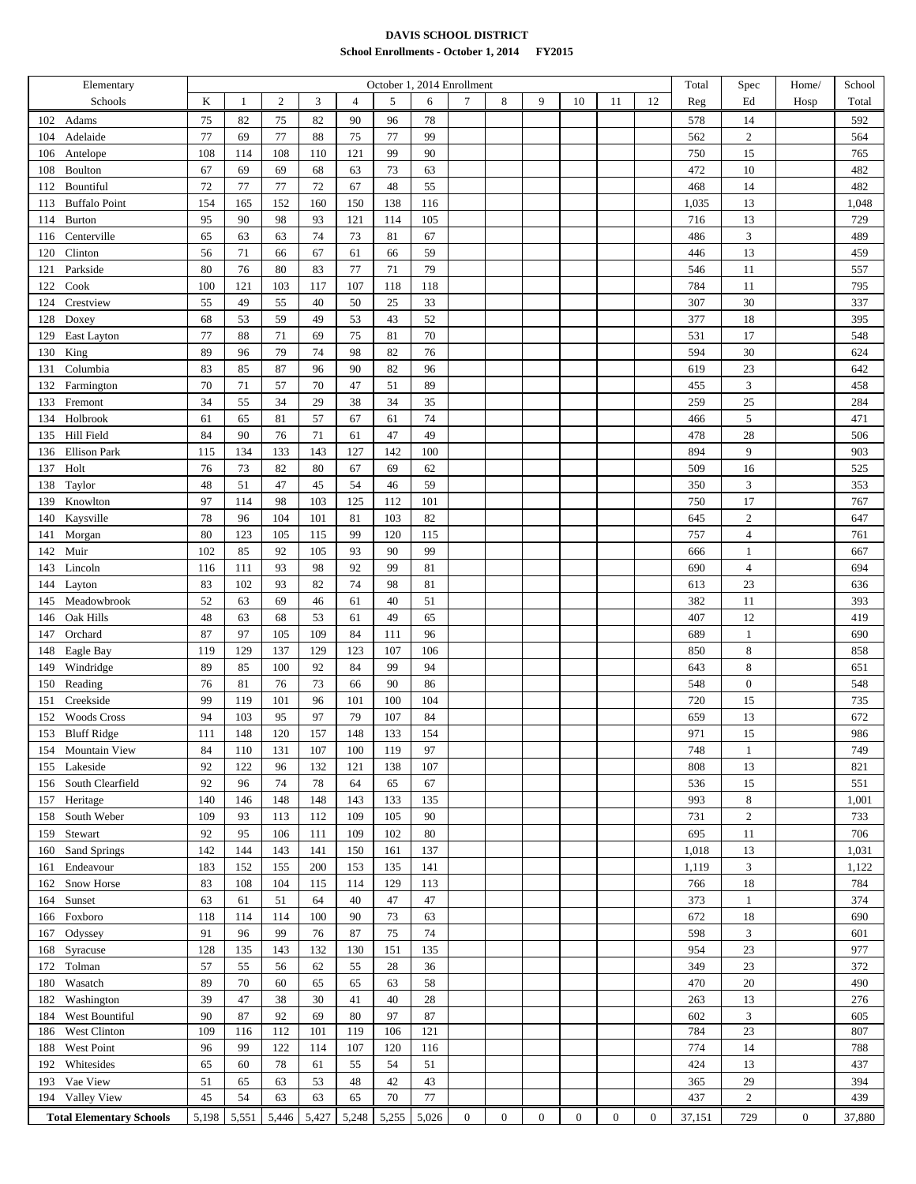**DAVIS SCHOOL DISTRICT**

**School Enrollments - October 1, 2014 FY2015**

| Elementary Schools | K | 1 | 2 | 3 | 4 | 5 | 6 | 7 | 8 | 9 | 10 | 11 | 12 | Total Reg | Spec Ed | Home/ Hosp | School Total |
|---|---|---|---|---|---|---|---|---|---|---|---|---|---|---|---|---|---|
| | October 1, 2014 Enrollment | | | | | | | | | | | | | | | | |
| 102 Adams | 75 | 82 | 75 | 82 | 90 | 96 | 78 | | | | | | | 578 | 14 | | 592 |
| 104 Adelaide | 77 | 69 | 77 | 88 | 75 | 77 | 99 | | | | | | | 562 | 2 | | 564 |
| 106 Antelope | 108 | 114 | 108 | 110 | 121 | 99 | 90 | | | | | | | 750 | 15 | | 765 |
| 108 Boulton | 67 | 69 | 69 | 68 | 63 | 73 | 63 | | | | | | | 472 | 10 | | 482 |
| 112 Bountiful | 72 | 77 | 77 | 72 | 67 | 48 | 55 | | | | | | | 468 | 14 | | 482 |
| 113 Buffalo Point | 154 | 165 | 152 | 160 | 150 | 138 | 116 | | | | | | | 1,035 | 13 | | 1,048 |
| 114 Burton | 95 | 90 | 98 | 93 | 121 | 114 | 105 | | | | | | | 716 | 13 | | 729 |
| 116 Centerville | 65 | 63 | 63 | 74 | 73 | 81 | 67 | | | | | | | 486 | 3 | | 489 |
| 120 Clinton | 56 | 71 | 66 | 67 | 61 | 66 | 59 | | | | | | | 446 | 13 | | 459 |
| 121 Parkside | 80 | 76 | 80 | 83 | 77 | 71 | 79 | | | | | | | 546 | 11 | | 557 |
| 122 Cook | 100 | 121 | 103 | 117 | 107 | 118 | 118 | | | | | | | 784 | 11 | | 795 |
| 124 Crestview | 55 | 49 | 55 | 40 | 50 | 25 | 33 | | | | | | | 307 | 30 | | 337 |
| 128 Doxey | 68 | 53 | 59 | 49 | 53 | 43 | 52 | | | | | | | 377 | 18 | | 395 |
| 129 East Layton | 77 | 88 | 71 | 69 | 75 | 81 | 70 | | | | | | | 531 | 17 | | 548 |
| 130 King | 89 | 96 | 79 | 74 | 98 | 82 | 76 | | | | | | | 594 | 30 | | 624 |
| 131 Columbia | 83 | 85 | 87 | 96 | 90 | 82 | 96 | | | | | | | 619 | 23 | | 642 |
| 132 Farmington | 70 | 71 | 57 | 70 | 47 | 51 | 89 | | | | | | | 455 | 3 | | 458 |
| 133 Fremont | 34 | 55 | 34 | 29 | 38 | 34 | 35 | | | | | | | 259 | 25 | | 284 |
| 134 Holbrook | 61 | 65 | 81 | 57 | 67 | 61 | 74 | | | | | | | 466 | 5 | | 471 |
| 135 Hill Field | 84 | 90 | 76 | 71 | 61 | 47 | 49 | | | | | | | 478 | 28 | | 506 |
| 136 Ellison Park | 115 | 134 | 133 | 143 | 127 | 142 | 100 | | | | | | | 894 | 9 | | 903 |
| 137 Holt | 76 | 73 | 82 | 80 | 67 | 69 | 62 | | | | | | | 509 | 16 | | 525 |
| 138 Taylor | 48 | 51 | 47 | 45 | 54 | 46 | 59 | | | | | | | 350 | 3 | | 353 |
| 139 Knowlton | 97 | 114 | 98 | 103 | 125 | 112 | 101 | | | | | | | 750 | 17 | | 767 |
| 140 Kaysville | 78 | 96 | 104 | 101 | 81 | 103 | 82 | | | | | | | 645 | 2 | | 647 |
| 141 Morgan | 80 | 123 | 105 | 115 | 99 | 120 | 115 | | | | | | | 757 | 4 | | 761 |
| 142 Muir | 102 | 85 | 92 | 105 | 93 | 90 | 99 | | | | | | | 666 | 1 | | 667 |
| 143 Lincoln | 116 | 111 | 93 | 98 | 92 | 99 | 81 | | | | | | | 690 | 4 | | 694 |
| 144 Layton | 83 | 102 | 93 | 82 | 74 | 98 | 81 | | | | | | | 613 | 23 | | 636 |
| 145 Meadowbrook | 52 | 63 | 69 | 46 | 61 | 40 | 51 | | | | | | | 382 | 11 | | 393 |
| 146 Oak Hills | 48 | 63 | 68 | 53 | 61 | 49 | 65 | | | | | | | 407 | 12 | | 419 |
| 147 Orchard | 87 | 97 | 105 | 109 | 84 | 111 | 96 | | | | | | | 689 | 1 | | 690 |
| 148 Eagle Bay | 119 | 129 | 137 | 129 | 123 | 107 | 106 | | | | | | | 850 | 8 | | 858 |
| 149 Windridge | 89 | 85 | 100 | 92 | 84 | 99 | 94 | | | | | | | 643 | 8 | | 651 |
| 150 Reading | 76 | 81 | 76 | 73 | 66 | 90 | 86 | | | | | | | 548 | 0 | | 548 |
| 151 Creekside | 99 | 119 | 101 | 96 | 101 | 100 | 104 | | | | | | | 720 | 15 | | 735 |
| 152 Woods Cross | 94 | 103 | 95 | 97 | 79 | 107 | 84 | | | | | | | 659 | 13 | | 672 |
| 153 Bluff Ridge | 111 | 148 | 120 | 157 | 148 | 133 | 154 | | | | | | | 971 | 15 | | 986 |
| 154 Mountain View | 84 | 110 | 131 | 107 | 100 | 119 | 97 | | | | | | | 748 | 1 | | 749 |
| 155 Lakeside | 92 | 122 | 96 | 132 | 121 | 138 | 107 | | | | | | | 808 | 13 | | 821 |
| 156 South Clearfield | 92 | 96 | 74 | 78 | 64 | 65 | 67 | | | | | | | 536 | 15 | | 551 |
| 157 Heritage | 140 | 146 | 148 | 148 | 143 | 133 | 135 | | | | | | | 993 | 8 | | 1,001 |
| 158 South Weber | 109 | 93 | 113 | 112 | 109 | 105 | 90 | | | | | | | 731 | 2 | | 733 |
| 159 Stewart | 92 | 95 | 106 | 111 | 109 | 102 | 80 | | | | | | | 695 | 11 | | 706 |
| 160 Sand Springs | 142 | 144 | 143 | 141 | 150 | 161 | 137 | | | | | | | 1,018 | 13 | | 1,031 |
| 161 Endeavour | 183 | 152 | 155 | 200 | 153 | 135 | 141 | | | | | | | 1,119 | 3 | | 1,122 |
| 162 Snow Horse | 83 | 108 | 104 | 115 | 114 | 129 | 113 | | | | | | | 766 | 18 | | 784 |
| 164 Sunset | 63 | 61 | 51 | 64 | 40 | 47 | 47 | | | | | | | 373 | 1 | | 374 |
| 166 Foxboro | 118 | 114 | 114 | 100 | 90 | 73 | 63 | | | | | | | 672 | 18 | | 690 |
| 167 Odyssey | 91 | 96 | 99 | 76 | 87 | 75 | 74 | | | | | | | 598 | 3 | | 601 |
| 168 Syracuse | 128 | 135 | 143 | 132 | 130 | 151 | 135 | | | | | | | 954 | 23 | | 977 |
| 172 Tolman | 57 | 55 | 56 | 62 | 55 | 28 | 36 | | | | | | | 349 | 23 | | 372 |
| 180 Wasatch | 89 | 70 | 60 | 65 | 65 | 63 | 58 | | | | | | | 470 | 20 | | 490 |
| 182 Washington | 39 | 47 | 38 | 30 | 41 | 40 | 28 | | | | | | | 263 | 13 | | 276 |
| 184 West Bountiful | 90 | 87 | 92 | 69 | 80 | 97 | 87 | | | | | | | 602 | 3 | | 605 |
| 186 West Clinton | 109 | 116 | 112 | 101 | 119 | 106 | 121 | | | | | | | 784 | 23 | | 807 |
| 188 West Point | 96 | 99 | 122 | 114 | 107 | 120 | 116 | | | | | | | 774 | 14 | | 788 |
| 192 Whitesides | 65 | 60 | 78 | 61 | 55 | 54 | 51 | | | | | | | 424 | 13 | | 437 |
| 193 Vae View | 51 | 65 | 63 | 53 | 48 | 42 | 43 | | | | | | | 365 | 29 | | 394 |
| 194 Valley View | 45 | 54 | 63 | 63 | 65 | 70 | 77 | | | | | | | 437 | 2 | | 439 |
| **Total Elementary Schools** | 5,198 | 5,551 | 5,446 | 5,427 | 5,248 | 5,255 | 5,026 | 0 | 0 | 0 | 0 | 0 | 0 | 37,151 | 729 | 0 | 37,880 |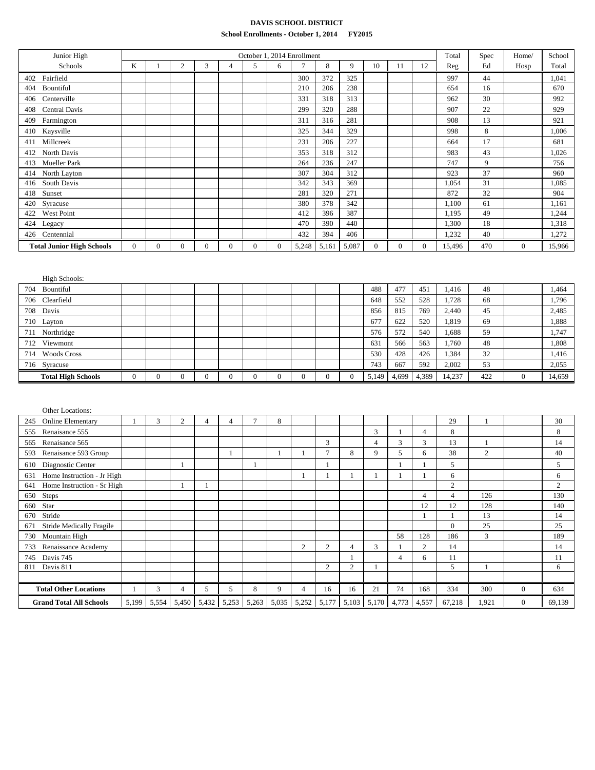**DAVIS SCHOOL DISTRICT**

**School Enrollments - October 1, 2014 FY2015**

| Junior High | October 1, 2014 Enrollment | | | | | | | | | | | | | Total | Spec | Home/ | School |
|---|---|---|---|---|---|---|---|---|---|---|---|---|---|---|---|---|---|
| Schools | K | 1 | 2 | 3 | 4 | 5 | 6 | 7 | 8 | 9 | 10 | 11 | 12 | Reg | Ed | Hosp | Total |
| 402 Fairfield | | | | | | | | 300 | 372 | 325 | | | | 997 | 44 | | 1,041 |
| 404 Bountiful | | | | | | | | 210 | 206 | 238 | | | | 654 | 16 | | 670 |
| 406 Centerville | | | | | | | | 331 | 318 | 313 | | | | 962 | 30 | | 992 |
| 408 Central Davis | | | | | | | | 299 | 320 | 288 | | | | 907 | 22 | | 929 |
| 409 Farmington | | | | | | | | 311 | 316 | 281 | | | | 908 | 13 | | 921 |
| 410 Kaysville | | | | | | | | 325 | 344 | 329 | | | | 998 | 8 | | 1,006 |
| 411 Millcreek | | | | | | | | 231 | 206 | 227 | | | | 664 | 17 | | 681 |
| 412 North Davis | | | | | | | | 353 | 318 | 312 | | | | 983 | 43 | | 1,026 |
| 413 Mueller Park | | | | | | | | 264 | 236 | 247 | | | | 747 | 9 | | 756 |
| 414 North Layton | | | | | | | | 307 | 304 | 312 | | | | 923 | 37 | | 960 |
| 416 South Davis | | | | | | | | 342 | 343 | 369 | | | | 1,054 | 31 | | 1,085 |
| 418 Sunset | | | | | | | | 281 | 320 | 271 | | | | 872 | 32 | | 904 |
| 420 Syracuse | | | | | | | | 380 | 378 | 342 | | | | 1,100 | 61 | | 1,161 |
| 422 West Point | | | | | | | | 412 | 396 | 387 | | | | 1,195 | 49 | | 1,244 |
| 424 Legacy | | | | | | | | 470 | 390 | 440 | | | | 1,300 | 18 | | 1,318 |
| 426 Centennial | | | | | | | | 432 | 394 | 406 | | | | 1,232 | 40 | | 1,272 |
| **Total Junior High Schools** | 0 | 0 | 0 | 0 | 0 | 0 | 0 | 5,248 | 5,161 | 5,087 | 0 | 0 | 0 | 15,496 | 470 | 0 | 15,966 |
| High Schools: | | | | | | | | | | | | | | | | | |
| 704 Bountiful | | | | | | | | | | | 488 | 477 | 451 | 1,416 | 48 | | 1,464 |
| 706 Clearfield | | | | | | | | | | | 648 | 552 | 528 | 1,728 | 68 | | 1,796 |
| 708 Davis | | | | | | | | | | | 856 | 815 | 769 | 2,440 | 45 | | 2,485 |
| 710 Layton | | | | | | | | | | | 677 | 622 | 520 | 1,819 | 69 | | 1,888 |
| 711 Northridge | | | | | | | | | | | 576 | 572 | 540 | 1,688 | 59 | | 1,747 |
| 712 Viewmont | | | | | | | | | | | 631 | 566 | 563 | 1,760 | 48 | | 1,808 |
| 714 Woods Cross | | | | | | | | | | | 530 | 428 | 426 | 1,384 | 32 | | 1,416 |
| 716 Syracuse | | | | | | | | | | | 743 | 667 | 592 | 2,002 | 53 | | 2,055 |
| **Total High Schools** | 0 | 0 | 0 | 0 | 0 | 0 | 0 | 0 | 0 | 0 | 5,149 | 4,699 | 4,389 | 14,237 | 422 | 0 | 14,659 |
| Other Locations: | | | | | | | | | | | | | | | | | |
| 245 Online Elementary | 1 | 3 | 2 | 4 | 4 | 7 | 8 | | | | | | | 29 | 1 | | 30 |
| 555 Renaisance 555 | | | | | | | | | | | 3 | 1 | 4 | 8 | | | 8 |
| 565 Renaisance 565 | | | | | | | | | 3 | | 4 | 3 | 3 | 13 | 1 | | 14 |
| 593 Renaisance 593 Group | | | | | 1 | | 1 | 1 | 7 | 8 | 9 | 5 | 6 | 38 | 2 | | 40 |
| 610 Diagnostic Center | | | 1 | | | 1 | | | 1 | | | 1 | 1 | 5 | | | 5 |
| 631 Home Instruction - Jr High | | | | | | | | 1 | 1 | 1 | 1 | 1 | 1 | 6 | | | 6 |
| 641 Home Instruction - Sr High | | | 1 | 1 | | | | | | | | | | 2 | | | 2 |
| 650 Steps | | | | | | | | | | | | | 4 | 4 | 126 | | 130 |
| 660 Star | | | | | | | | | | | | | 12 | 12 | 128 | | 140 |
| 670 Stride | | | | | | | | | | | | | 1 | 1 | 13 | | 14 |
| 671 Stride Medically Fragile | | | | | | | | | | | | | | 0 | 25 | | 25 |
| 730 Mountain High | | | | | | | | | | | | 58 | 128 | 186 | 3 | | 189 |
| 733 Renaissance Academy | | | | | | | | 2 | 2 | 4 | 3 | 1 | 2 | 14 | | | 14 |
| 745 Davis 745 | | | | | | | | | | 1 | | 4 | 6 | 11 | | | 11 |
| 811 Davis 811 | | | | | | | | | 2 | 2 | 1 | | | 5 | 1 | | 6 |
| **Total Other Locations** | 1 | 3 | 4 | 5 | 5 | 8 | 9 | 4 | 16 | 16 | 21 | 74 | 168 | 334 | 300 | 0 | 634 |
| **Grand Total All Schools** | 5,199 | 5,554 | 5,450 | 5,432 | 5,253 | 5,263 | 5,035 | 5,252 | 5,177 | 5,103 | 5,170 | 4,773 | 4,557 | 67,218 | 1,921 | 0 | 69,139 |